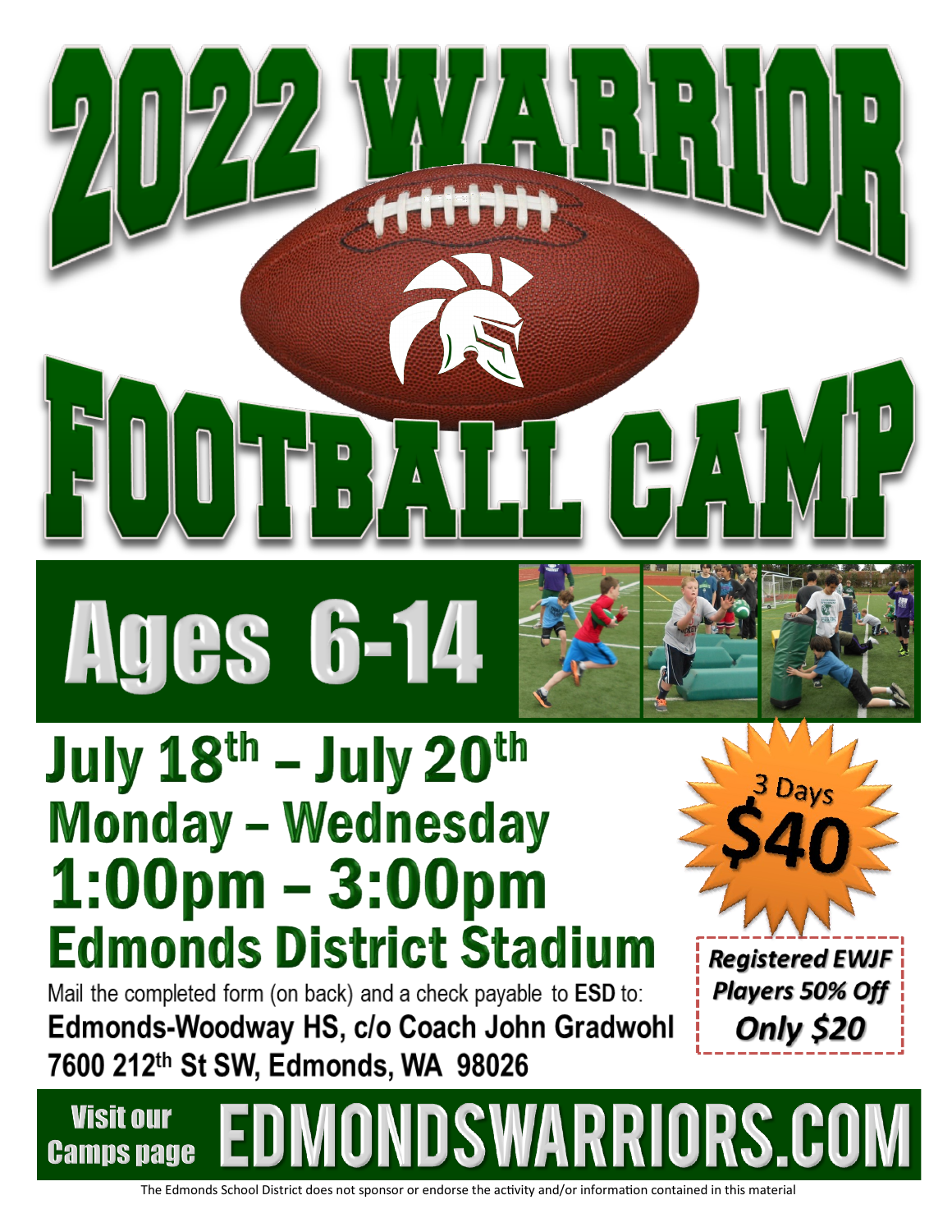# 2022 WARRIOR FOOTBALL CAMP

## Ages 6-14

## July 18th – July 20th
## Monday – Wednesday
## 1:00pm – 3:00pm
## Edmonds District Stadium

3 Days **$40**

*Registered EWJF Players 50% Off*
***Only $20***

Mail the completed form (on back) and a check payable to **ESD** to:

**Edmonds-Woodway HS, c/o Coach John Gradwohl**
**7600 212th St SW, Edmonds, WA 98026**

**Visit our Camps page EDMONDSWARRIORS.COM**

The Edmonds School District does not sponsor or endorse the activity and/or information contained in this material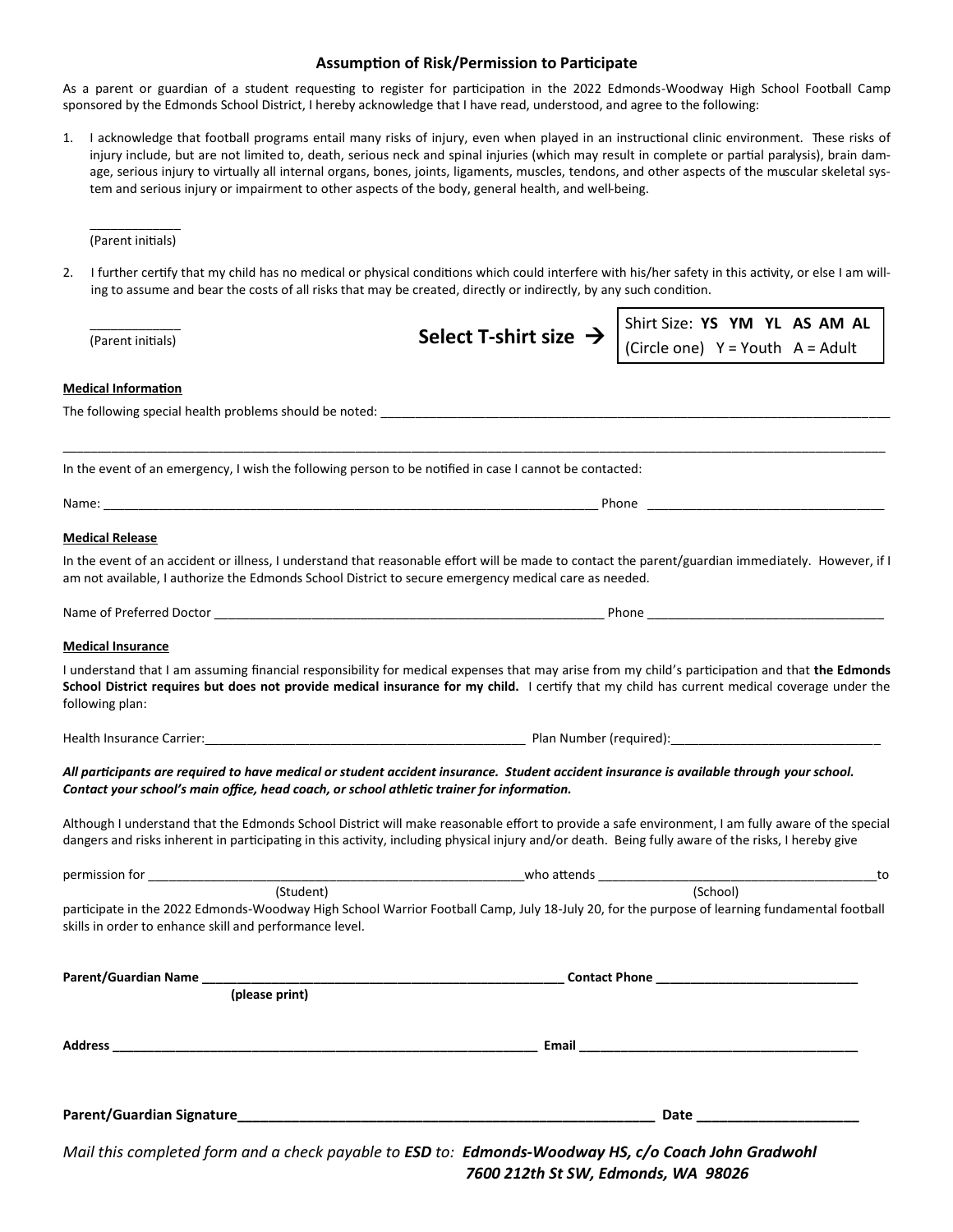## Assumption of Risk/Permission to Participate

As a parent or guardian of a student requesting to register for participation in the 2022 Edmonds-Woodway High School Football Camp sponsored by the Edmonds School District, I hereby acknowledge that I have read, understood, and agree to the following:

1. I acknowledge that football programs entail many risks of injury, even when played in an instructional clinic environment. These risks of injury include, but are not limited to, death, serious neck and spinal injuries (which may result in complete or partial paralysis), brain damage, serious injury to virtually all internal organs, bones, joints, ligaments, muscles, tendons, and other aspects of the muscular skeletal system and serious injury or impairment to other aspects of the body, general health, and well-being.

   ____________
   (Parent initials)

2. I further certify that my child has no medical or physical conditions which could interfere with his/her safety in this activity, or else I am willing to assume and bear the costs of all risks that may be created, directly or indirectly, by any such condition.

   ____________
   (Parent initials)

**Select T-shirt size →**

Shirt Size: **YS YM YL AS AM AL**
(Circle one) Y = Youth A = Adult

**Medical Information**

The following special health problems should be noted: ______________________________________________

______________________________________________________________________________

In the event of an emergency, I wish the following person to be notified in case I cannot be contacted:

Name: ______________________________________________ Phone ______________________

**Medical Release**

In the event of an accident or illness, I understand that reasonable effort will be made to contact the parent/guardian immediately. However, if I am not available, I authorize the Edmonds School District to secure emergency medical care as needed.

Name of Preferred Doctor ______________________________________ Phone ______________________

**Medical Insurance**

I understand that I am assuming financial responsibility for medical expenses that may arise from my child's participation and that **the Edmonds School District requires but does not provide medical insurance for my child.** I certify that my child has current medical coverage under the following plan:

Health Insurance Carrier:______________________________ Plan Number (required):____________________

***All participants are required to have medical or student accident insurance. Student accident insurance is available through your school. Contact your school's main office, head coach, or school athletic trainer for information.***

Although I understand that the Edmonds School District will make reasonable effort to provide a safe environment, I am fully aware of the special dangers and risks inherent in participating in this activity, including physical injury and/or death. Being fully aware of the risks, I hereby give

permission for ____________________________________ who attends ______________________________ to
(Student) (School)

participate in the 2022 Edmonds-Woodway High School Warrior Football Camp, July 18-July 20, for the purpose of learning fundamental football skills in order to enhance skill and performance level.

**Parent/Guardian Name** ________________________________ **Contact Phone** ____________________
**(please print)**

**Address** ________________________________________ **Email** ____________________________

**Parent/Guardian Signature**____________________________________ **Date** ____________________

*Mail this completed form and a check payable to **ESD** to: **Edmonds-Woodway HS, c/o Coach John Gradwohl***
***7600 212th St SW, Edmonds, WA 98026***